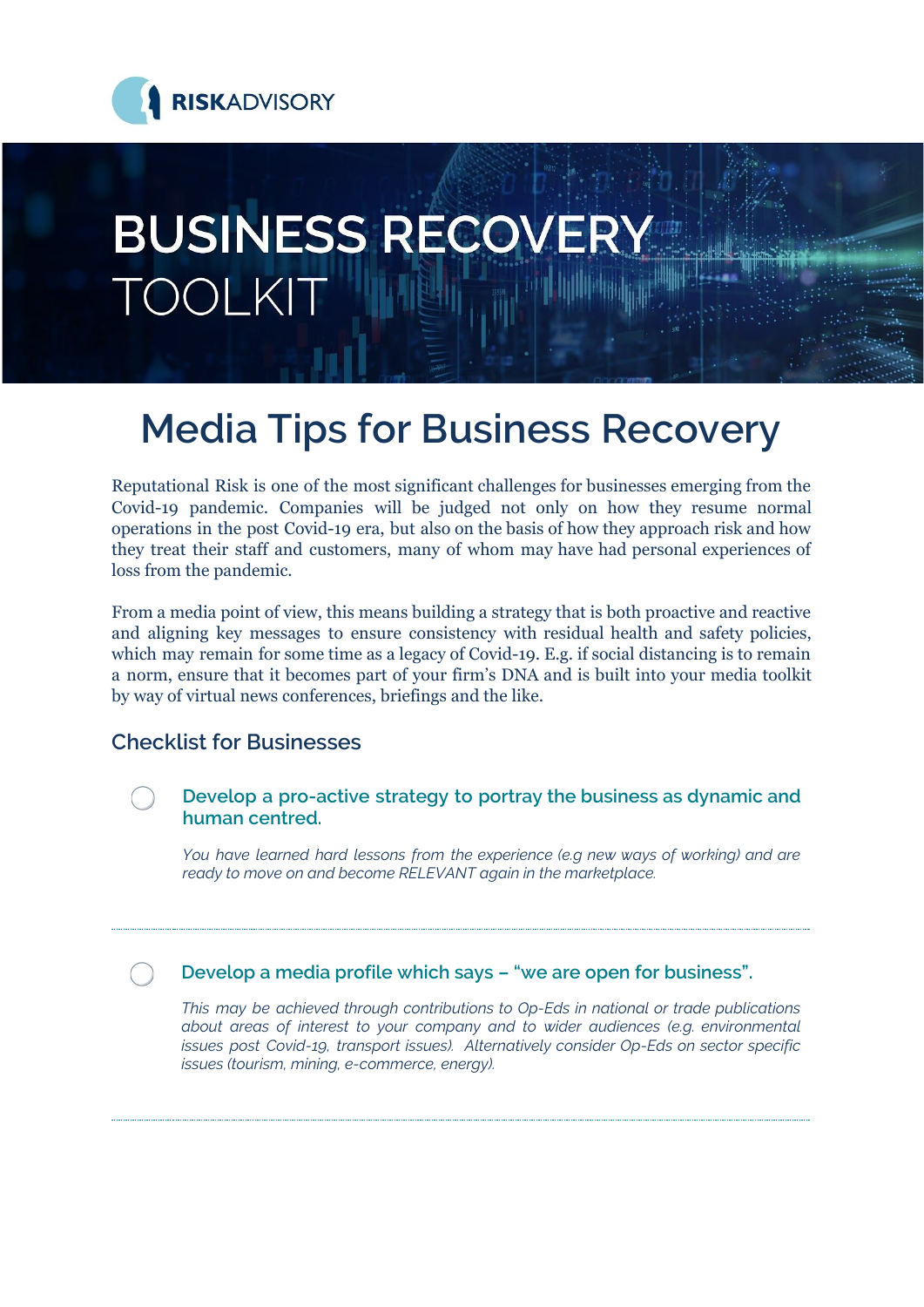RISKADVISORY

# BUSINESS RECOVERY TOOLKIT

# Media Tips for Business Recovery

Reputational Risk is one of the most significant challenges for businesses emerging from the Covid-19 pandemic. Companies will be judged not only on how they resume normal operations in the post Covid-19 era, but also on the basis of how they approach risk and how they treat their staff and customers, many of whom may have had personal experiences of loss from the pandemic.

From a media point of view, this means building a strategy that is both proactive and reactive and aligning key messages to ensure consistency with residual health and safety policies, which may remain for some time as a legacy of Covid-19. E.g. if social distancing is to remain a norm, ensure that it becomes part of your firm's DNA and is built into your media toolkit by way of virtual news conferences, briefings and the like.

## Checklist for Businesses

- [ ] **Develop a pro-active strategy to portray the business as dynamic and human centred.**

  *You have learned hard lessons from the experience (e.g new ways of working) and are ready to move on and become RELEVANT again in the marketplace.*

---

- [ ] **Develop a media profile which says – "we are open for business".**

  *This may be achieved through contributions to Op-Eds in national or trade publications about areas of interest to your company and to wider audiences (e.g. environmental issues post Covid-19, transport issues). Alternatively consider Op-Eds on sector specific issues (tourism, mining, e-commerce, energy).*

---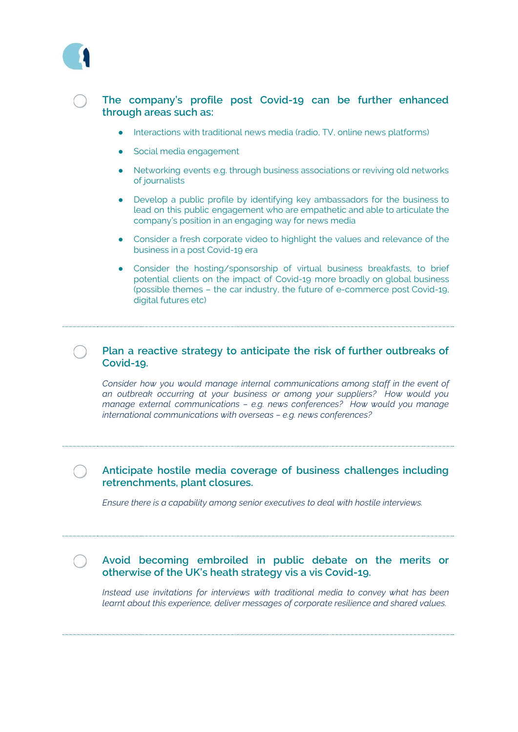**The company's profile post Covid-19 can be further enhanced through areas such as:**

- Interactions with traditional news media (radio, TV, online news platforms)
- Social media engagement
- Networking events e.g. through business associations or reviving old networks of journalists
- Develop a public profile by identifying key ambassadors for the business to lead on this public engagement who are empathetic and able to articulate the company's position in an engaging way for news media
- Consider a fresh corporate video to highlight the values and relevance of the business in a post Covid-19 era
- Consider the hosting/sponsorship of virtual business breakfasts, to brief potential clients on the impact of Covid-19 more broadly on global business (possible themes – the car industry, the future of e-commerce post Covid-19, digital futures etc)

---

**Plan a reactive strategy to anticipate the risk of further outbreaks of Covid-19.**

*Consider how you would manage internal communications among staff in the event of an outbreak occurring at your business or among your suppliers? How would you manage external communications – e.g. news conferences? How would you manage international communications with overseas – e.g. news conferences?*

---

**Anticipate hostile media coverage of business challenges including retrenchments, plant closures.**

*Ensure there is a capability among senior executives to deal with hostile interviews.*

---

**Avoid becoming embroiled in public debate on the merits or otherwise of the UK's heath strategy vis a vis Covid-19.**

*Instead use invitations for interviews with traditional media to convey what has been learnt about this experience, deliver messages of corporate resilience and shared values.*

---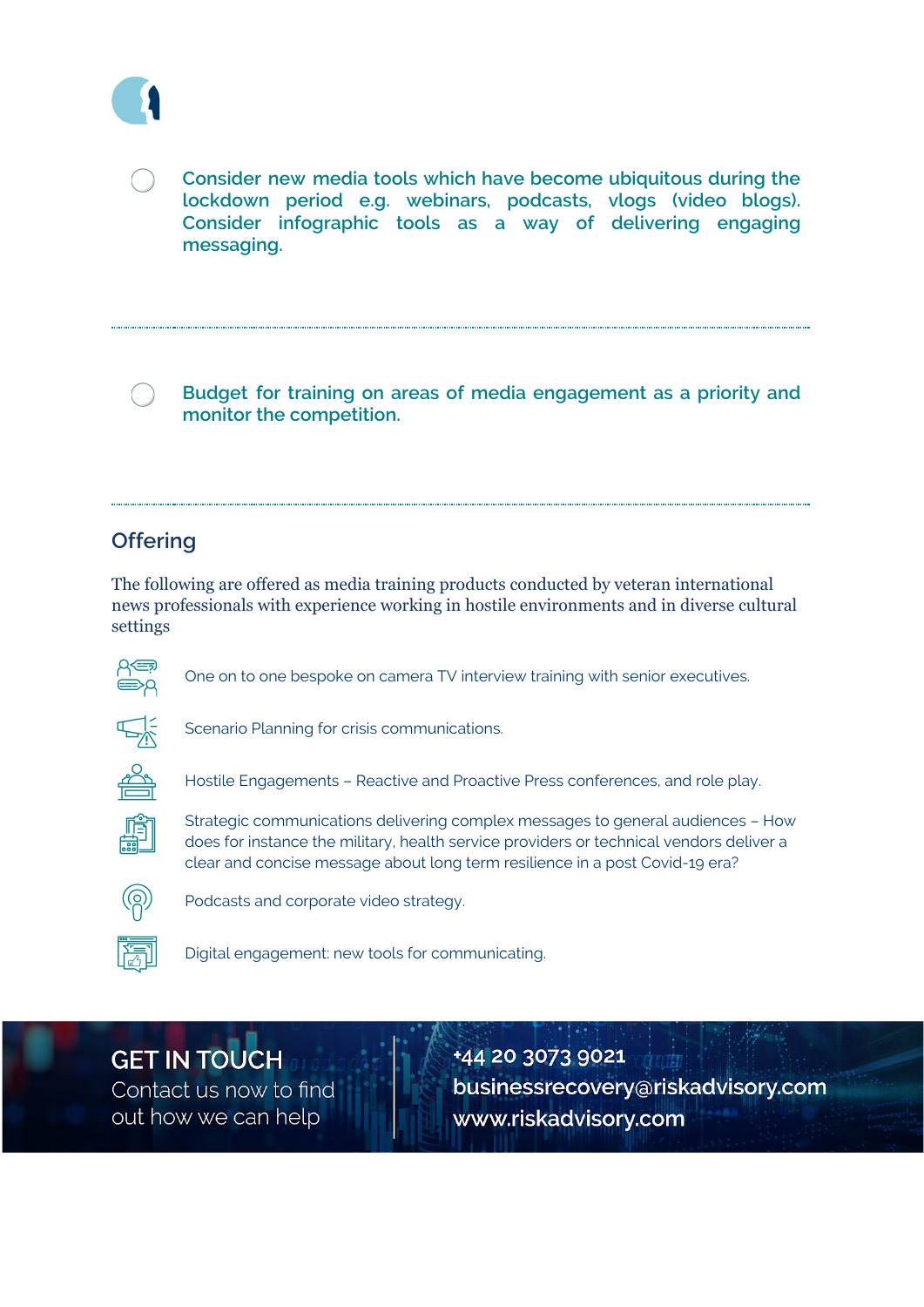- Consider new media tools which have become ubiquitous during the lockdown period e.g. webinars, podcasts, vlogs (video blogs). Consider infographic tools as a way of delivering engaging messaging.

- Budget for training on areas of media engagement as a priority and monitor the competition.

## Offering

The following are offered as media training products conducted by veteran international news professionals with experience working in hostile environments and in diverse cultural settings

- One on to one bespoke on camera TV interview training with senior executives.
- Scenario Planning for crisis communications.
- Hostile Engagements – Reactive and Proactive Press conferences, and role play.
- Strategic communications delivering complex messages to general audiences – How does for instance the military, health service providers or technical vendors deliver a clear and concise message about long term resilience in a post Covid-19 era?
- Podcasts and corporate video strategy.
- Digital engagement: new tools for communicating.

**GET IN TOUCH**
Contact us now to find out how we can help

+44 20 3073 9021
businessrecovery@riskadvisory.com
www.riskadvisory.com